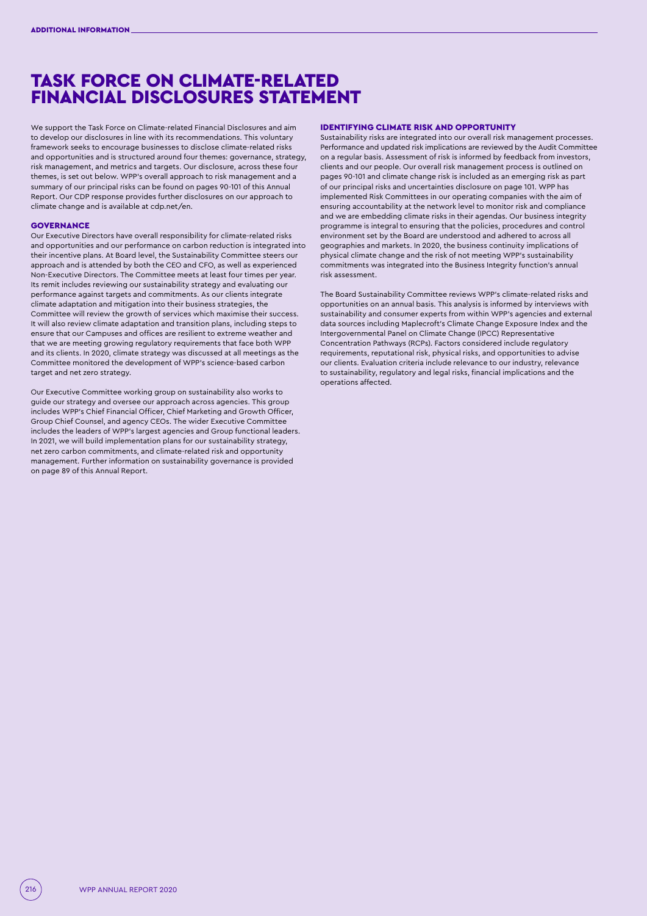# TASK FORCE ON CLIMATE-RELATED FINANCIAL DISCLOSURES STATEMENT

We support the Task Force on Climate-related Financial Disclosures and aim to develop our disclosures in line with its recommendations. This voluntary framework seeks to encourage businesses to disclose climate-related risks and opportunities and is structured around four themes: governance, strategy, risk management, and metrics and targets. Our disclosure, across these four themes, is set out below. WPP's overall approach to risk management and a summary of our principal risks can be found on pages 90-101 of this Annual Report. Our CDP response provides further disclosures on our approach to climate change and is available at cdp.net/en.

## GOVERNANCE

Our Executive Directors have overall responsibility for climate-related risks and opportunities and our performance on carbon reduction is integrated into their incentive plans. At Board level, the Sustainability Committee steers our approach and is attended by both the CEO and CFO, as well as experienced Non-Executive Directors. The Committee meets at least four times per year. Its remit includes reviewing our sustainability strategy and evaluating our performance against targets and commitments. As our clients integrate climate adaptation and mitigation into their business strategies, the Committee will review the growth of services which maximise their success. It will also review climate adaptation and transition plans, including steps to ensure that our Campuses and offices are resilient to extreme weather and that we are meeting growing regulatory requirements that face both WPP and its clients. In 2020, climate strategy was discussed at all meetings as the Committee monitored the development of WPP's science-based carbon target and net zero strategy.

Our Executive Committee working group on sustainability also works to guide our strategy and oversee our approach across agencies. This group includes WPP's Chief Financial Officer, Chief Marketing and Growth Officer, Group Chief Counsel, and agency CEOs. The wider Executive Committee includes the leaders of WPP's largest agencies and Group functional leaders. In 2021, we will build implementation plans for our sustainability strategy, net zero carbon commitments, and climate-related risk and opportunity management. Further information on sustainability governance is provided on page 89 of this Annual Report.

## IDENTIFYING CLIMATE RISK AND OPPORTUNITY

Sustainability risks are integrated into our overall risk management processes. Performance and updated risk implications are reviewed by the Audit Committee on a regular basis. Assessment of risk is informed by feedback from investors, clients and our people. Our overall risk management process is outlined on pages 90-101 and climate change risk is included as an emerging risk as part of our principal risks and uncertainties disclosure on page 101. WPP has implemented Risk Committees in our operating companies with the aim of ensuring accountability at the network level to monitor risk and compliance and we are embedding climate risks in their agendas. Our business integrity programme is integral to ensuring that the policies, procedures and control environment set by the Board are understood and adhered to across all geographies and markets. In 2020, the business continuity implications of physical climate change and the risk of not meeting WPP's sustainability commitments was integrated into the Business Integrity function's annual risk assessment.

The Board Sustainability Committee reviews WPP's climate-related risks and opportunities on an annual basis. This analysis is informed by interviews with sustainability and consumer experts from within WPP's agencies and external data sources including Maplecroft's Climate Change Exposure Index and the Intergovernmental Panel on Climate Change (IPCC) Representative Concentration Pathways (RCPs). Factors considered include regulatory requirements, reputational risk, physical risks, and opportunities to advise our clients. Evaluation criteria include relevance to our industry, relevance to sustainability, regulatory and legal risks, financial implications and the operations affected.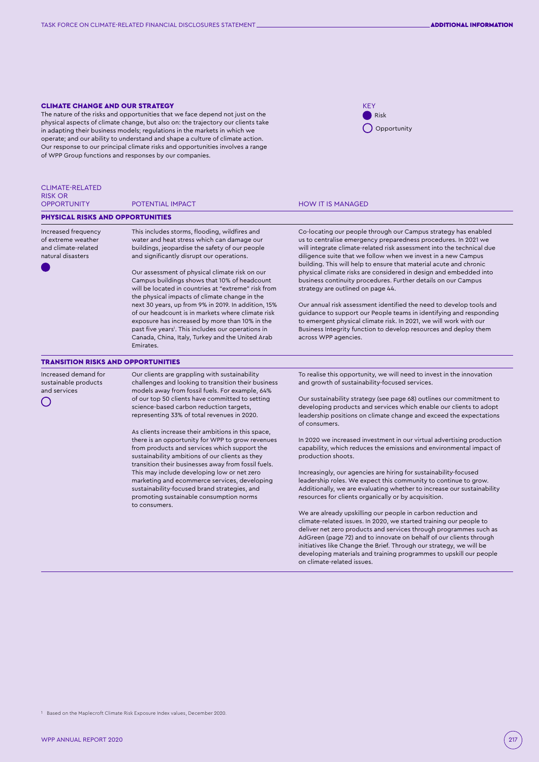## CLIMATE CHANGE AND OUR STRATEGY

The nature of the risks and opportunities that we face depend not just on the physical aspects of climate change, but also on: the trajectory our clients take in adapting their business models; regulations in the markets in which we operate; and our ability to understand and shape a culture of climate action. Our response to our principal climate risks and opportunities involves a range of WPP Group functions and responses by our companies.

KEY
● Risk
○ Opportunity

| CLIMATE-RELATED RISK OR OPPORTUNITY | POTENTIAL IMPACT | HOW IT IS MANAGED |
|---|---|---|
| **PHYSICAL RISKS AND OPPORTUNITIES** | | |
| Increased frequency of extreme weather and climate-related natural disasters ● | This includes storms, flooding, wildfires and water and heat stress which can damage our buildings, jeopardise the safety of our people and significantly disrupt our operations.<br><br>Our assessment of physical climate risk on our Campus buildings shows that 10% of headcount will be located in countries at "extreme" risk from the physical impacts of climate change in the next 30 years, up from 9% in 2019. In addition, 15% of our headcount is in markets where climate risk exposure has increased by more than 10% in the past five years[1]. This includes our operations in Canada, China, Italy, Turkey and the United Arab Emirates. | Co-locating our people through our Campus strategy has enabled us to centralise emergency preparedness procedures. In 2021 we will integrate climate-related risk assessment into the technical due diligence suite that we follow when we invest in a new Campus building. This will help to ensure that material acute and chronic physical climate risks are considered in design and embedded into business continuity procedures. Further details on our Campus strategy are outlined on page 44.<br><br>Our annual risk assessment identified the need to develop tools and guidance to support our People teams in identifying and responding to emergent physical climate risk. In 2021, we will work with our Business Integrity function to develop resources and deploy them across WPP agencies. |
| **TRANSITION RISKS AND OPPORTUNITIES** | | |
| Increased demand for sustainable products and services ○ | Our clients are grappling with sustainability challenges and looking to transition their business models away from fossil fuels. For example, 64% of our top 50 clients have committed to setting science-based carbon reduction targets, representing 33% of total revenues in 2020.<br><br>As clients increase their ambitions in this space, there is an opportunity for WPP to grow revenues from products and services which support the sustainability ambitions of our clients as they transition their businesses away from fossil fuels. This may include developing low or net zero marketing and ecommerce services, developing sustainability-focused brand strategies, and promoting sustainable consumption norms to consumers. | To realise this opportunity, we will need to invest in the innovation and growth of sustainability-focused services.<br><br>Our sustainability strategy (see page 68) outlines our commitment to developing products and services which enable our clients to adopt leadership positions on climate change and exceed the expectations of consumers.<br><br>In 2020 we increased investment in our virtual advertising production capability, which reduces the emissions and environmental impact of production shoots.<br><br>Increasingly, our agencies are hiring for sustainability-focused leadership roles. We expect this community to continue to grow. Additionally, we are evaluating whether to increase our sustainability resources for clients organically or by acquisition.<br><br>We are already upskilling our people in carbon reduction and climate-related issues. In 2020, we started training our people to deliver net zero products and services through programmes such as AdGreen (page 72) and to innovate on behalf of our clients through initiatives like Change the Brief. Through our strategy, we will be developing materials and training programmes to upskill our people on climate-related issues. |

[1] Based on the Maplecroft Climate Risk Exposure Index values, December 2020.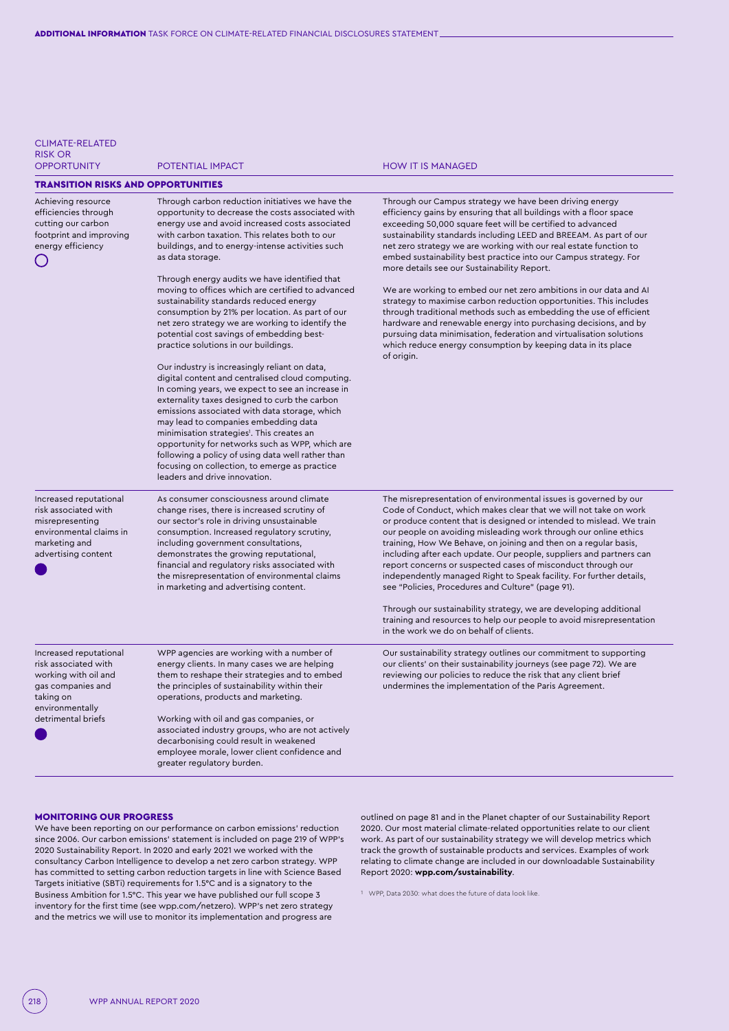| CLIMATE-RELATED RISK OR OPPORTUNITY | POTENTIAL IMPACT | HOW IT IS MANAGED |
|---|---|---|
| **TRANSITION RISKS AND OPPORTUNITIES** | | |
| Achieving resource efficiencies through cutting our carbon footprint and improving energy efficiency ○ | Through carbon reduction initiatives we have the opportunity to decrease the costs associated with energy use and avoid increased costs associated with carbon taxation. This relates both to our buildings, and to energy-intense activities such as data storage.<br><br>Through energy audits we have identified that moving to offices which are certified to advanced sustainability standards reduced energy consumption by 21% per location. As part of our net zero strategy we are working to identify the potential cost savings of embedding best-practice solutions in our buildings.<br><br>Our industry is increasingly reliant on data, digital content and centralised cloud computing. In coming years, we expect to see an increase in externality taxes designed to curb the carbon emissions associated with data storage, which may lead to companies embedding data minimisation strategies[1]. This creates an opportunity for networks such as WPP, which are following a policy of using data well rather than focusing on collection, to emerge as practice leaders and drive innovation. | Through our Campus strategy we have been driving energy efficiency gains by ensuring that all buildings with a floor space exceeding 50,000 square feet will be certified to advanced sustainability standards including LEED and BREEAM. As part of our net zero strategy we are working with our real estate function to embed sustainability best practice into our Campus strategy. For more details see our Sustainability Report.<br><br>We are working to embed our net zero ambitions in our data and AI strategy to maximise carbon reduction opportunities. This includes through traditional methods such as embedding the use of efficient hardware and renewable energy into purchasing decisions, and by pursuing data minimisation, federation and virtualisation solutions which reduce energy consumption by keeping data in its place of origin. |
| Increased reputational risk associated with misrepresenting environmental claims in marketing and advertising content ● | As consumer consciousness around climate change rises, there is increased scrutiny of our sector's role in driving unsustainable consumption. Increased regulatory scrutiny, including government consultations, demonstrates the growing reputational, financial and regulatory risks associated with the misrepresentation of environmental claims in marketing and advertising content. | The misrepresentation of environmental issues is governed by our Code of Conduct, which makes clear that we will not take on work or produce content that is designed or intended to mislead. We train our people on avoiding misleading work through our online ethics training, How We Behave, on joining and then on a regular basis, including after each update. Our people, suppliers and partners can report concerns or suspected cases of misconduct through our independently managed Right to Speak facility. For further details, see "Policies, Procedures and Culture" (page 91).<br><br>Through our sustainability strategy, we are developing additional training and resources to help our people to avoid misrepresentation in the work we do on behalf of clients. |
| Increased reputational risk associated with working with oil and gas companies and taking on environmentally detrimental briefs ● | WPP agencies are working with a number of energy clients. In many cases we are helping them to reshape their strategies and to embed the principles of sustainability within their operations, products and marketing.<br><br>Working with oil and gas companies, or associated industry groups, who are not actively decarbonising could result in weakened employee morale, lower client confidence and greater regulatory burden. | Our sustainability strategy outlines our commitment to supporting our clients' on their sustainability journeys (see page 72). We are reviewing our policies to reduce the risk that any client brief undermines the implementation of the Paris Agreement. |

### MONITORING OUR PROGRESS

We have been reporting on our performance on carbon emissions' reduction since 2006. Our carbon emissions' statement is included on page 219 of WPP's 2020 Sustainability Report. In 2020 and early 2021 we worked with the consultancy Carbon Intelligence to develop a net zero carbon strategy. WPP has committed to setting carbon reduction targets in line with Science Based Targets initiative (SBTi) requirements for 1.5°C and is a signatory to the Business Ambition for 1.5°C. This year we have published our full scope 3 inventory for the first time (see wpp.com/netzero). WPP's net zero strategy and the metrics we will use to monitor its implementation and progress are outlined on page 81 and in the Planet chapter of our Sustainability Report 2020. Our most material climate-related opportunities relate to our client work. As part of our sustainability strategy we will develop metrics which track the growth of sustainable products and services. Examples of work relating to climate change are included in our downloadable Sustainability Report 2020: **wpp.com/sustainability**.

[1] WPP, Data 2030: what does the future of data look like.